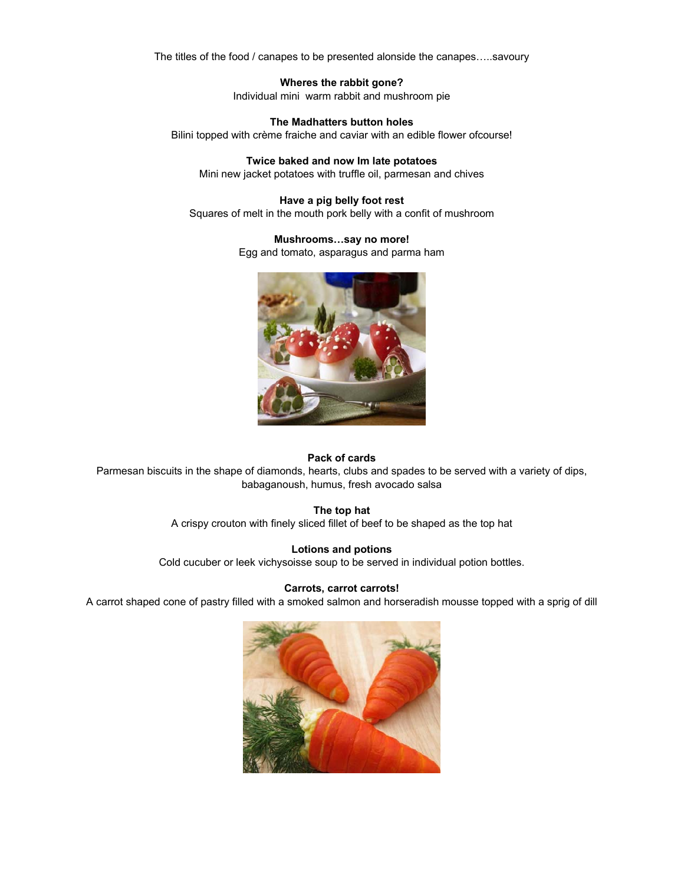The titles of the food / canapes to be presented alonside the canapes…..savoury

**Wheres the rabbit gone?**
Individual mini warm rabbit and mushroom pie

**The Madhatters button holes**
Bilini topped with crème fraiche and caviar with an edible flower ofcourse!

**Twice baked and now Im late potatoes**
Mini new jacket potatoes with truffle oil, parmesan and chives

**Have a pig belly foot rest**
Squares of melt in the mouth pork belly with a confit of mushroom

**Mushrooms…say no more!**
Egg and tomato, asparagus and parma ham

**Pack of cards**
Parmesan biscuits in the shape of diamonds, hearts, clubs and spades to be served with a variety of dips, babaganoush, humus, fresh avocado salsa

**The top hat**
A crispy crouton with finely sliced fillet of beef to be shaped as the top hat

**Lotions and potions**
Cold cucuber or leek vichysoisse soup to be served in individual potion bottles.

**Carrots, carrot carrots!**
A carrot shaped cone of pastry filled with a smoked salmon and horseradish mousse topped with a sprig of dill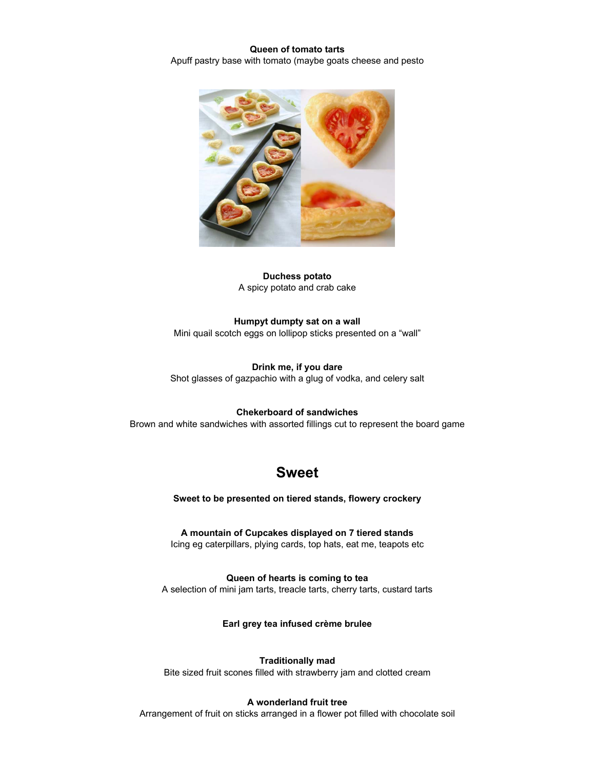**Queen of tomato tarts**
Apuff pastry base with tomato (maybe goats cheese and pesto

**Duchess potato**
A spicy potato and crab cake

**Humpyt dumpty sat on a wall**
Mini quail scotch eggs on lollipop sticks presented on a "wall"

**Drink me, if you dare**
Shot glasses of gazpachio with a glug of vodka, and celery salt

**Chekerboard of sandwiches**
Brown and white sandwiches with assorted fillings cut to represent the board game

## Sweet

**Sweet to be presented on tiered stands, flowery crockery**

**A mountain of Cupcakes displayed on 7 tiered stands**
Icing eg caterpillars, plying cards, top hats, eat me, teapots etc

**Queen of hearts is coming to tea**
A selection of mini jam tarts, treacle tarts, cherry tarts, custard tarts

**Earl grey tea infused crème brulee**

**Traditionally mad**
Bite sized fruit scones filled with strawberry jam and clotted cream

**A wonderland fruit tree**
Arrangement of fruit on sticks arranged in a flower pot filled with chocolate soil